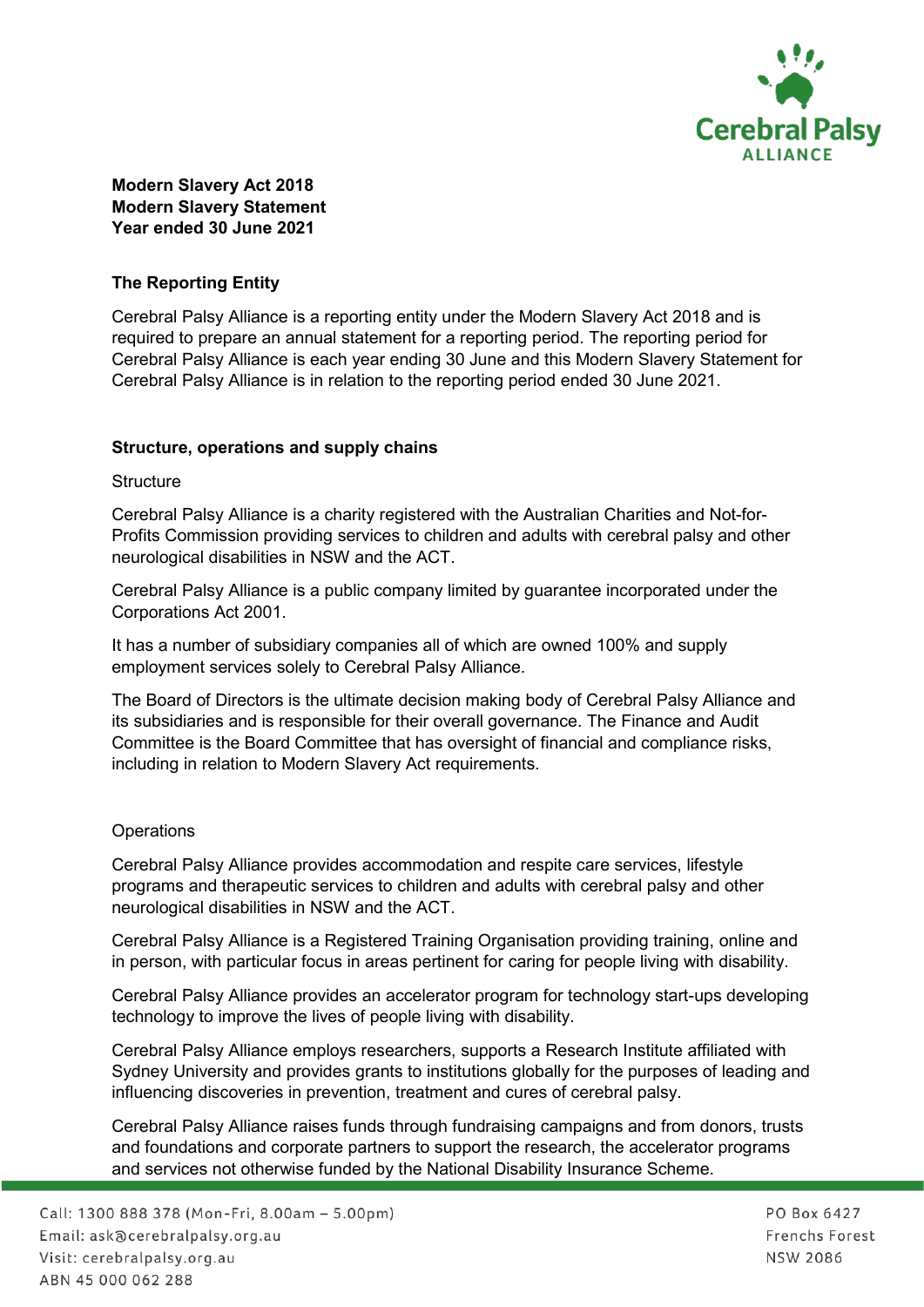**Modern Slavery Act 2018**
**Modern Slavery Statement**
**Year ended 30 June 2021**

## The Reporting Entity

Cerebral Palsy Alliance is a reporting entity under the Modern Slavery Act 2018 and is required to prepare an annual statement for a reporting period. The reporting period for Cerebral Palsy Alliance is each year ending 30 June and this Modern Slavery Statement for Cerebral Palsy Alliance is in relation to the reporting period ended 30 June 2021.

## Structure, operations and supply chains

### Structure

Cerebral Palsy Alliance is a charity registered with the Australian Charities and Not-for-Profits Commission providing services to children and adults with cerebral palsy and other neurological disabilities in NSW and the ACT.

Cerebral Palsy Alliance is a public company limited by guarantee incorporated under the Corporations Act 2001.

It has a number of subsidiary companies all of which are owned 100% and supply employment services solely to Cerebral Palsy Alliance.

The Board of Directors is the ultimate decision making body of Cerebral Palsy Alliance and its subsidiaries and is responsible for their overall governance. The Finance and Audit Committee is the Board Committee that has oversight of financial and compliance risks, including in relation to Modern Slavery Act requirements.

### Operations

Cerebral Palsy Alliance provides accommodation and respite care services, lifestyle programs and therapeutic services to children and adults with cerebral palsy and other neurological disabilities in NSW and the ACT.

Cerebral Palsy Alliance is a Registered Training Organisation providing training, online and in person, with particular focus in areas pertinent for caring for people living with disability.

Cerebral Palsy Alliance provides an accelerator program for technology start-ups developing technology to improve the lives of people living with disability.

Cerebral Palsy Alliance employs researchers, supports a Research Institute affiliated with Sydney University and provides grants to institutions globally for the purposes of leading and influencing discoveries in prevention, treatment and cures of cerebral palsy.

Cerebral Palsy Alliance raises funds through fundraising campaigns and from donors, trusts and foundations and corporate partners to support the research, the accelerator programs and services not otherwise funded by the National Disability Insurance Scheme.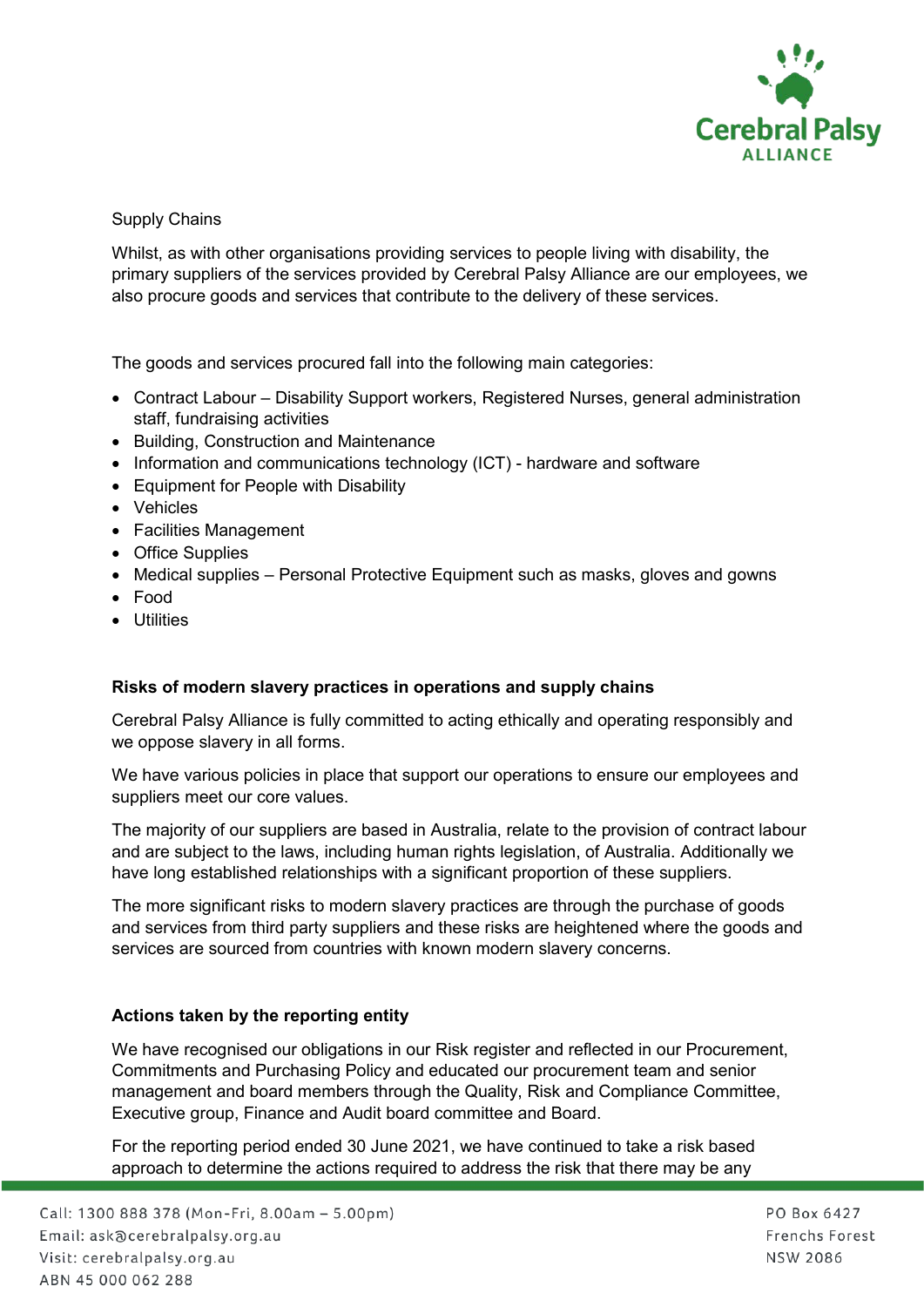Supply Chains

Whilst, as with other organisations providing services to people living with disability, the primary suppliers of the services provided by Cerebral Palsy Alliance are our employees, we also procure goods and services that contribute to the delivery of these services.

The goods and services procured fall into the following main categories:

- Contract Labour – Disability Support workers, Registered Nurses, general administration staff, fundraising activities
- Building, Construction and Maintenance
- Information and communications technology (ICT) - hardware and software
- Equipment for People with Disability
- Vehicles
- Facilities Management
- Office Supplies
- Medical supplies – Personal Protective Equipment such as masks, gloves and gowns
- Food
- Utilities

**Risks of modern slavery practices in operations and supply chains**

Cerebral Palsy Alliance is fully committed to acting ethically and operating responsibly and we oppose slavery in all forms.

We have various policies in place that support our operations to ensure our employees and suppliers meet our core values.

The majority of our suppliers are based in Australia, relate to the provision of contract labour and are subject to the laws, including human rights legislation, of Australia. Additionally we have long established relationships with a significant proportion of these suppliers.

The more significant risks to modern slavery practices are through the purchase of goods and services from third party suppliers and these risks are heightened where the goods and services are sourced from countries with known modern slavery concerns.

**Actions taken by the reporting entity**

We have recognised our obligations in our Risk register and reflected in our Procurement, Commitments and Purchasing Policy and educated our procurement team and senior management and board members through the Quality, Risk and Compliance Committee, Executive group, Finance and Audit board committee and Board.

For the reporting period ended 30 June 2021, we have continued to take a risk based approach to determine the actions required to address the risk that there may be any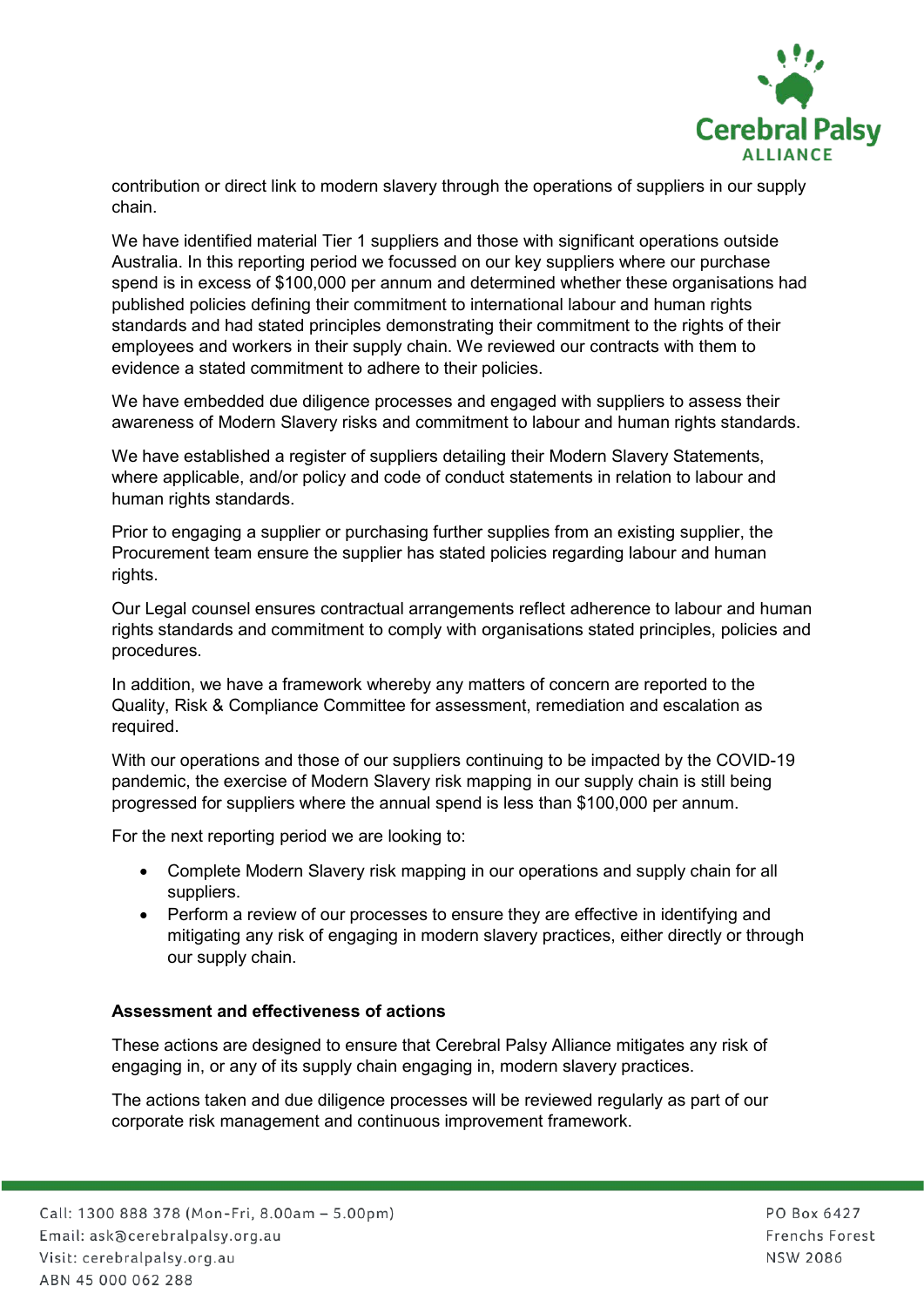contribution or direct link to modern slavery through the operations of suppliers in our supply chain.

We have identified material Tier 1 suppliers and those with significant operations outside Australia. In this reporting period we focussed on our key suppliers where our purchase spend is in excess of $100,000 per annum and determined whether these organisations had published policies defining their commitment to international labour and human rights standards and had stated principles demonstrating their commitment to the rights of their employees and workers in their supply chain. We reviewed our contracts with them to evidence a stated commitment to adhere to their policies.

We have embedded due diligence processes and engaged with suppliers to assess their awareness of Modern Slavery risks and commitment to labour and human rights standards.

We have established a register of suppliers detailing their Modern Slavery Statements, where applicable, and/or policy and code of conduct statements in relation to labour and human rights standards.

Prior to engaging a supplier or purchasing further supplies from an existing supplier, the Procurement team ensure the supplier has stated policies regarding labour and human rights.

Our Legal counsel ensures contractual arrangements reflect adherence to labour and human rights standards and commitment to comply with organisations stated principles, policies and procedures.

In addition, we have a framework whereby any matters of concern are reported to the Quality, Risk & Compliance Committee for assessment, remediation and escalation as required.

With our operations and those of our suppliers continuing to be impacted by the COVID-19 pandemic, the exercise of Modern Slavery risk mapping in our supply chain is still being progressed for suppliers where the annual spend is less than $100,000 per annum.

For the next reporting period we are looking to:

- Complete Modern Slavery risk mapping in our operations and supply chain for all suppliers.
- Perform a review of our processes to ensure they are effective in identifying and mitigating any risk of engaging in modern slavery practices, either directly or through our supply chain.

**Assessment and effectiveness of actions**

These actions are designed to ensure that Cerebral Palsy Alliance mitigates any risk of engaging in, or any of its supply chain engaging in, modern slavery practices.

The actions taken and due diligence processes will be reviewed regularly as part of our corporate risk management and continuous improvement framework.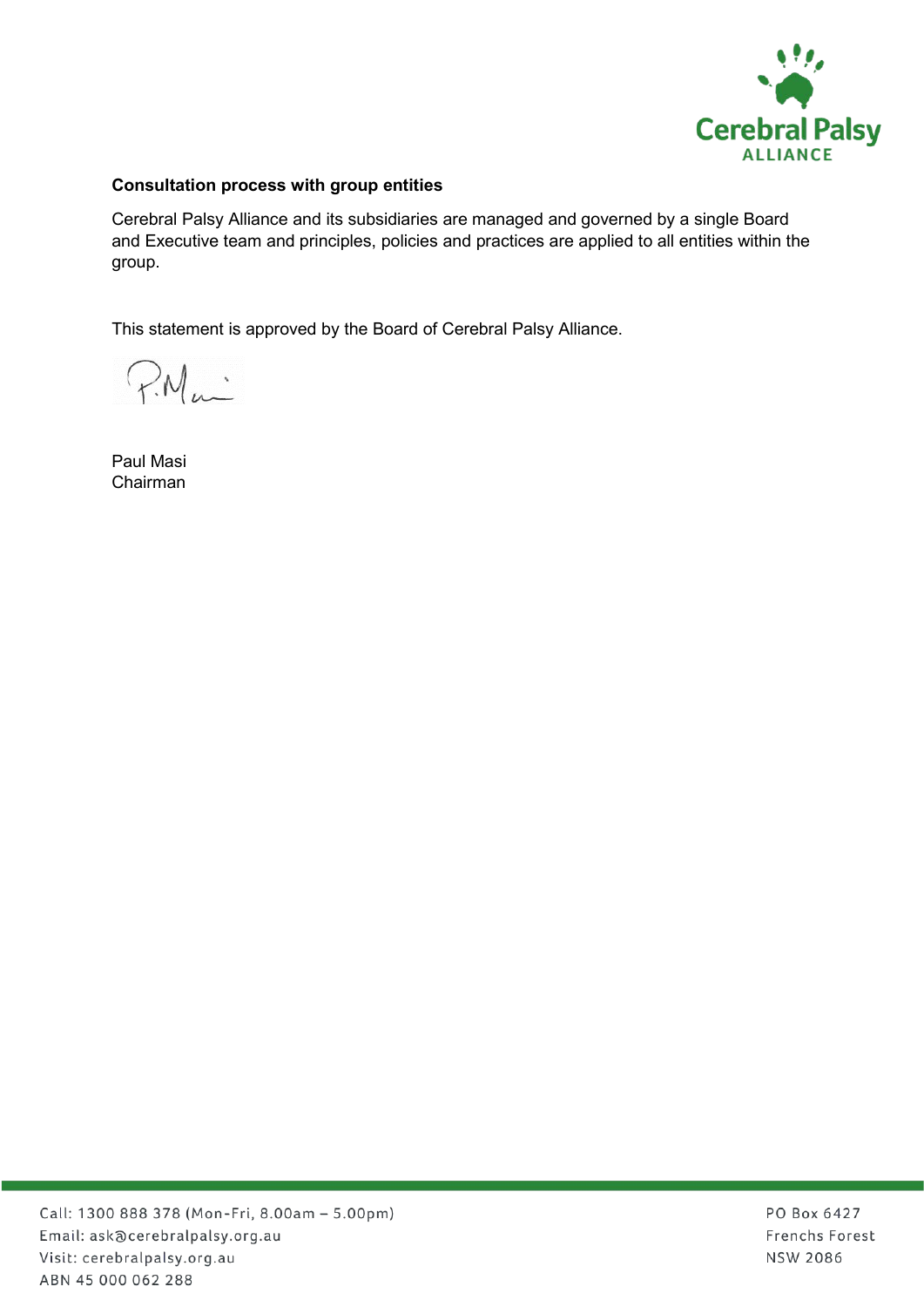**Consultation process with group entities**

Cerebral Palsy Alliance and its subsidiaries are managed and governed by a single Board and Executive team and principles, policies and practices are applied to all entities within the group.

This statement is approved by the Board of Cerebral Palsy Alliance.

Paul Masi
Chairman